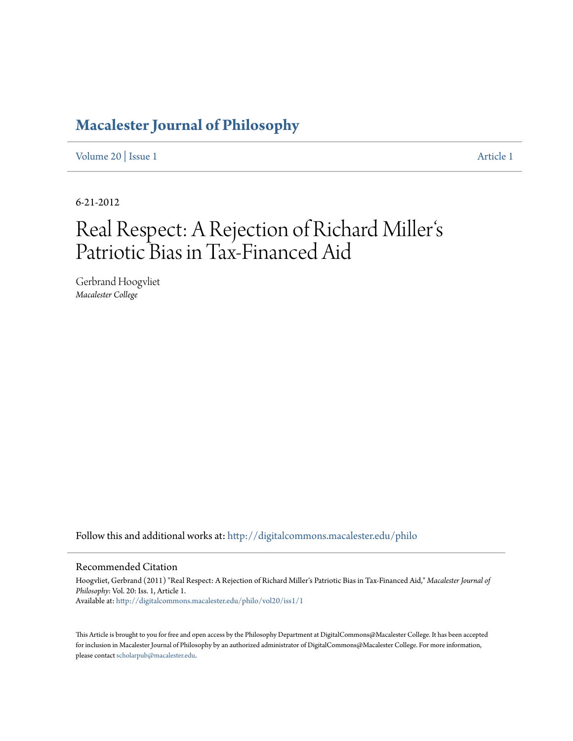# Macalester Journal of Philosophy

Volume 20 | Issue 1 Article 1

6-21-2012

# Real Respect: A Rejection of Richard Miller's Patriotic Bias in Tax-Financed Aid

Gerbrand Hoogvliet
*Macalester College*

Follow this and additional works at: http://digitalcommons.macalester.edu/philo

## Recommended Citation

Hoogvliet, Gerbrand (2011) "Real Respect: A Rejection of Richard Miller's Patriotic Bias in Tax-Financed Aid," *Macalester Journal of Philosophy*: Vol. 20: Iss. 1, Article 1.
Available at: http://digitalcommons.macalester.edu/philo/vol20/iss1/1

This Article is brought to you for free and open access by the Philosophy Department at DigitalCommons@Macalester College. It has been accepted for inclusion in Macalester Journal of Philosophy by an authorized administrator of DigitalCommons@Macalester College. For more information, please contact scholarpub@macalester.edu.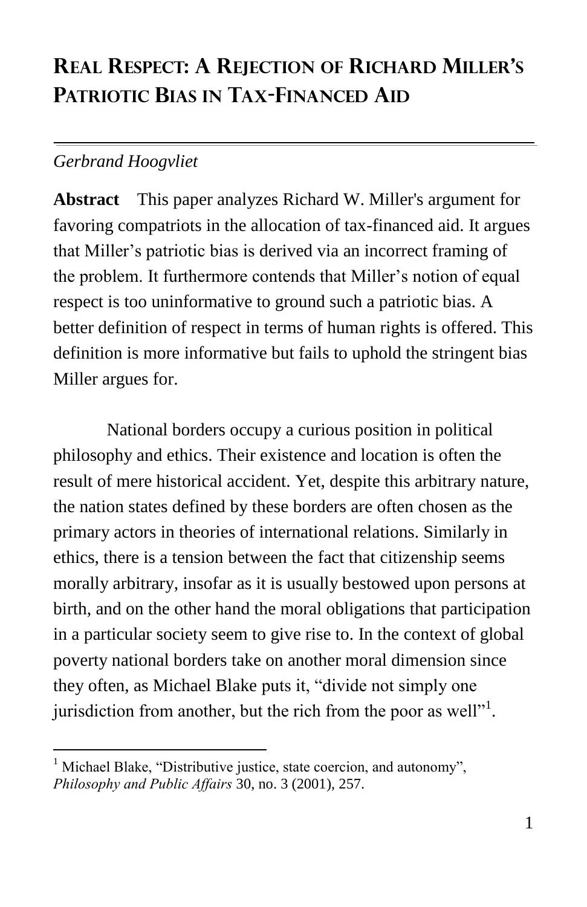# Real Respect: A Rejection of Richard Miller's Patriotic Bias in Tax-Financed Aid

*Gerbrand Hoogvliet*

**Abstract** This paper analyzes Richard W. Miller's argument for favoring compatriots in the allocation of tax-financed aid. It argues that Miller's patriotic bias is derived via an incorrect framing of the problem. It furthermore contends that Miller's notion of equal respect is too uninformative to ground such a patriotic bias. A better definition of respect in terms of human rights is offered. This definition is more informative but fails to uphold the stringent bias Miller argues for.

National borders occupy a curious position in political philosophy and ethics. Their existence and location is often the result of mere historical accident. Yet, despite this arbitrary nature, the nation states defined by these borders are often chosen as the primary actors in theories of international relations. Similarly in ethics, there is a tension between the fact that citizenship seems morally arbitrary, insofar as it is usually bestowed upon persons at birth, and on the other hand the moral obligations that participation in a particular society seem to give rise to. In the context of global poverty national borders take on another moral dimension since they often, as Michael Blake puts it, "divide not simply one jurisdiction from another, but the rich from the poor as well"[1].

[1] Michael Blake, "Distributive justice, state coercion, and autonomy", *Philosophy and Public Affairs* 30, no. 3 (2001), 257.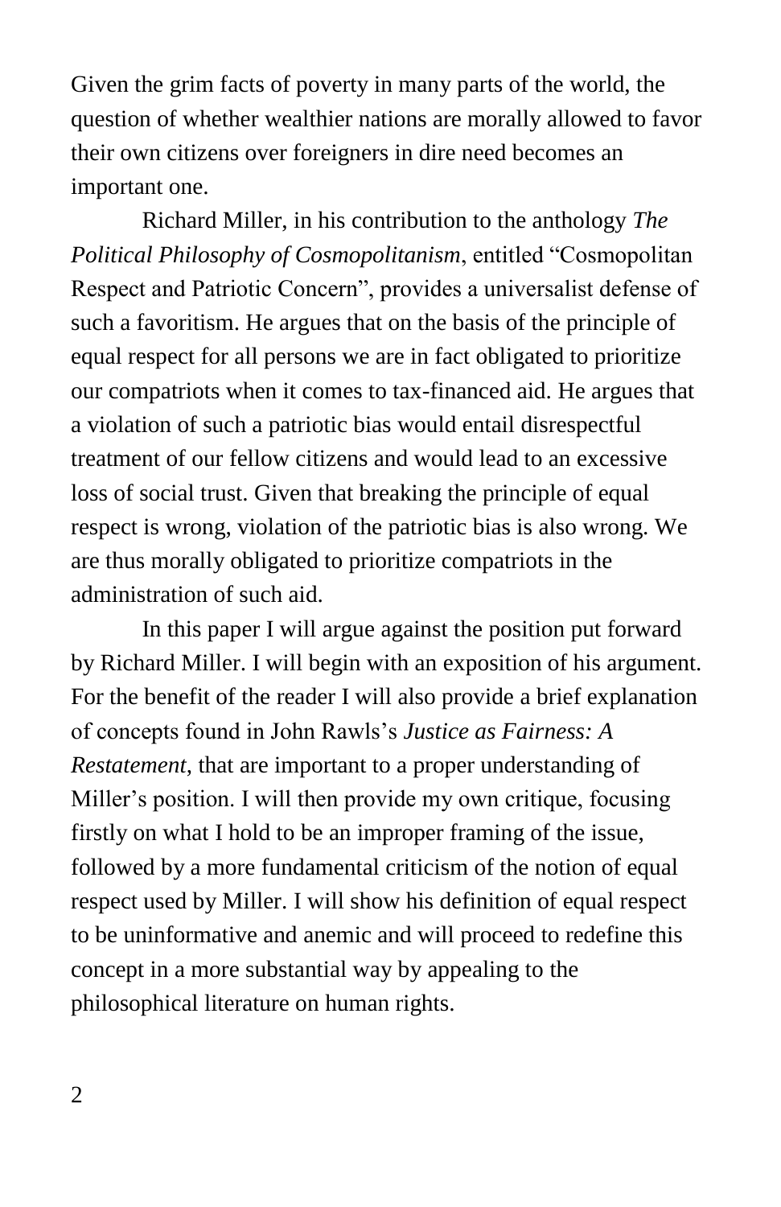Given the grim facts of poverty in many parts of the world, the question of whether wealthier nations are morally allowed to favor their own citizens over foreigners in dire need becomes an important one.

Richard Miller, in his contribution to the anthology *The Political Philosophy of Cosmopolitanism*, entitled "Cosmopolitan Respect and Patriotic Concern", provides a universalist defense of such a favoritism. He argues that on the basis of the principle of equal respect for all persons we are in fact obligated to prioritize our compatriots when it comes to tax-financed aid. He argues that a violation of such a patriotic bias would entail disrespectful treatment of our fellow citizens and would lead to an excessive loss of social trust. Given that breaking the principle of equal respect is wrong, violation of the patriotic bias is also wrong. We are thus morally obligated to prioritize compatriots in the administration of such aid.

In this paper I will argue against the position put forward by Richard Miller. I will begin with an exposition of his argument. For the benefit of the reader I will also provide a brief explanation of concepts found in John Rawls's *Justice as Fairness: A Restatement*, that are important to a proper understanding of Miller's position. I will then provide my own critique, focusing firstly on what I hold to be an improper framing of the issue, followed by a more fundamental criticism of the notion of equal respect used by Miller. I will show his definition of equal respect to be uninformative and anemic and will proceed to redefine this concept in a more substantial way by appealing to the philosophical literature on human rights.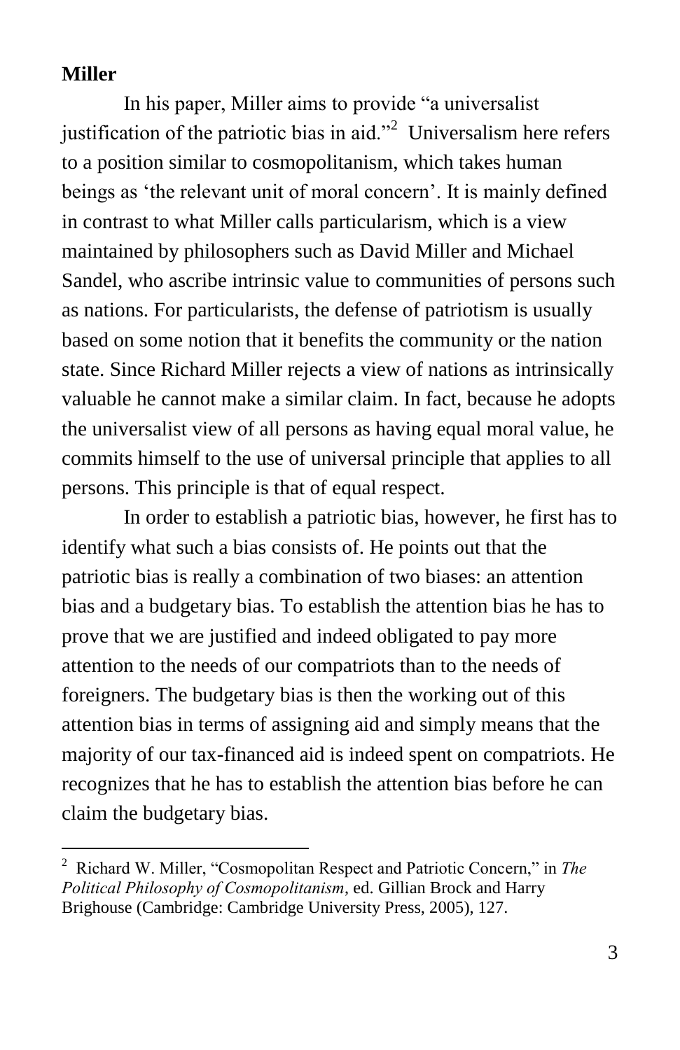## Miller

In his paper, Miller aims to provide "a universalist justification of the patriotic bias in aid."[2] Universalism here refers to a position similar to cosmopolitanism, which takes human beings as 'the relevant unit of moral concern'. It is mainly defined in contrast to what Miller calls particularism, which is a view maintained by philosophers such as David Miller and Michael Sandel, who ascribe intrinsic value to communities of persons such as nations. For particularists, the defense of patriotism is usually based on some notion that it benefits the community or the nation state. Since Richard Miller rejects a view of nations as intrinsically valuable he cannot make a similar claim. In fact, because he adopts the universalist view of all persons as having equal moral value, he commits himself to the use of universal principle that applies to all persons. This principle is that of equal respect.

In order to establish a patriotic bias, however, he first has to identify what such a bias consists of. He points out that the patriotic bias is really a combination of two biases: an attention bias and a budgetary bias. To establish the attention bias he has to prove that we are justified and indeed obligated to pay more attention to the needs of our compatriots than to the needs of foreigners. The budgetary bias is then the working out of this attention bias in terms of assigning aid and simply means that the majority of our tax-financed aid is indeed spent on compatriots. He recognizes that he has to establish the attention bias before he can claim the budgetary bias.

---

[2] Richard W. Miller, "Cosmopolitan Respect and Patriotic Concern," in *The Political Philosophy of Cosmopolitanism*, ed. Gillian Brock and Harry Brighouse (Cambridge: Cambridge University Press, 2005), 127.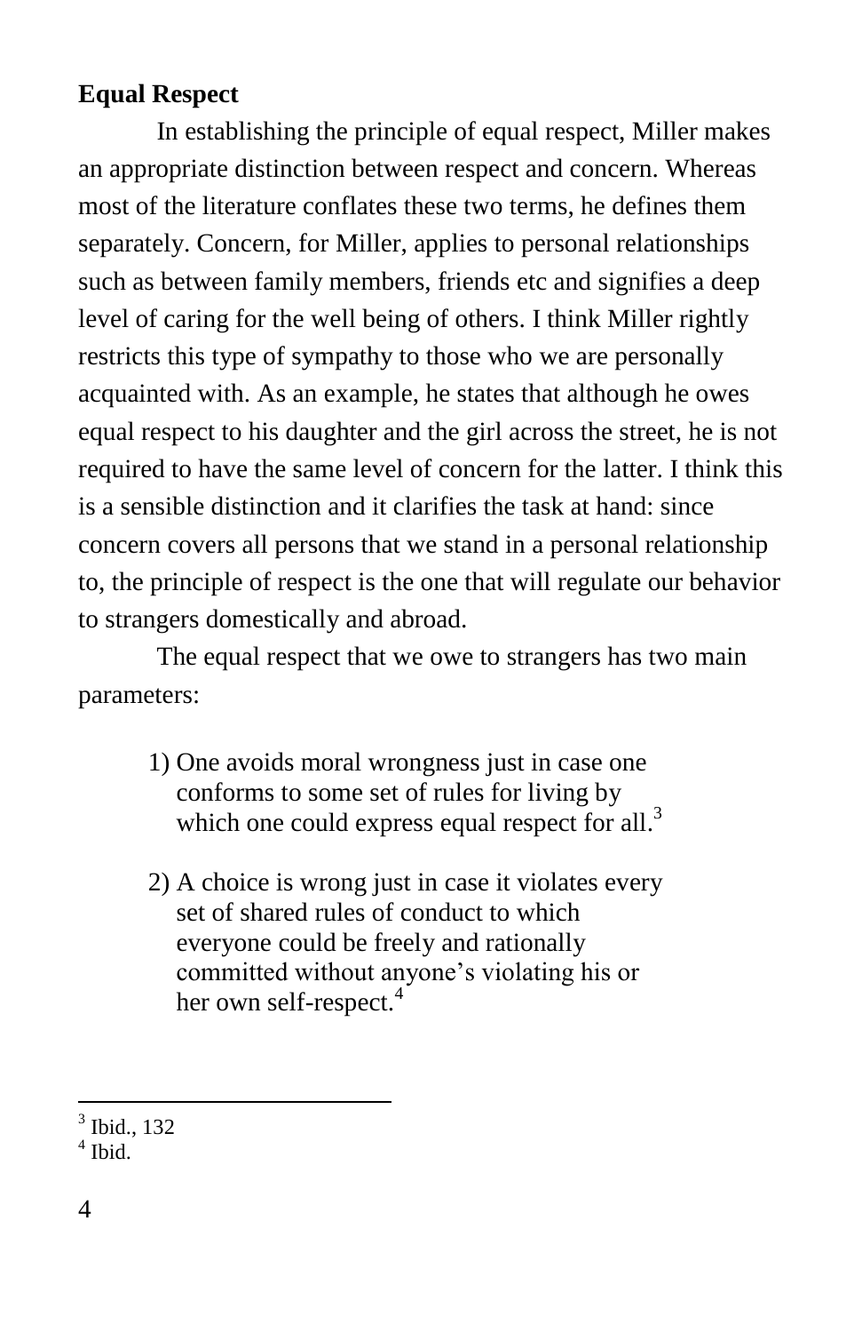## Equal Respect

In establishing the principle of equal respect, Miller makes an appropriate distinction between respect and concern. Whereas most of the literature conflates these two terms, he defines them separately. Concern, for Miller, applies to personal relationships such as between family members, friends etc and signifies a deep level of caring for the well being of others. I think Miller rightly restricts this type of sympathy to those who we are personally acquainted with. As an example, he states that although he owes equal respect to his daughter and the girl across the street, he is not required to have the same level of concern for the latter. I think this is a sensible distinction and it clarifies the task at hand: since concern covers all persons that we stand in a personal relationship to, the principle of respect is the one that will regulate our behavior to strangers domestically and abroad.

The equal respect that we owe to strangers has two main parameters:

1) One avoids moral wrongness just in case one conforms to some set of rules for living by which one could express equal respect for all.[3]

2) A choice is wrong just in case it violates every set of shared rules of conduct to which everyone could be freely and rationally committed without anyone's violating his or her own self-respect.[4]

---

[3] Ibid., 132

[4] Ibid.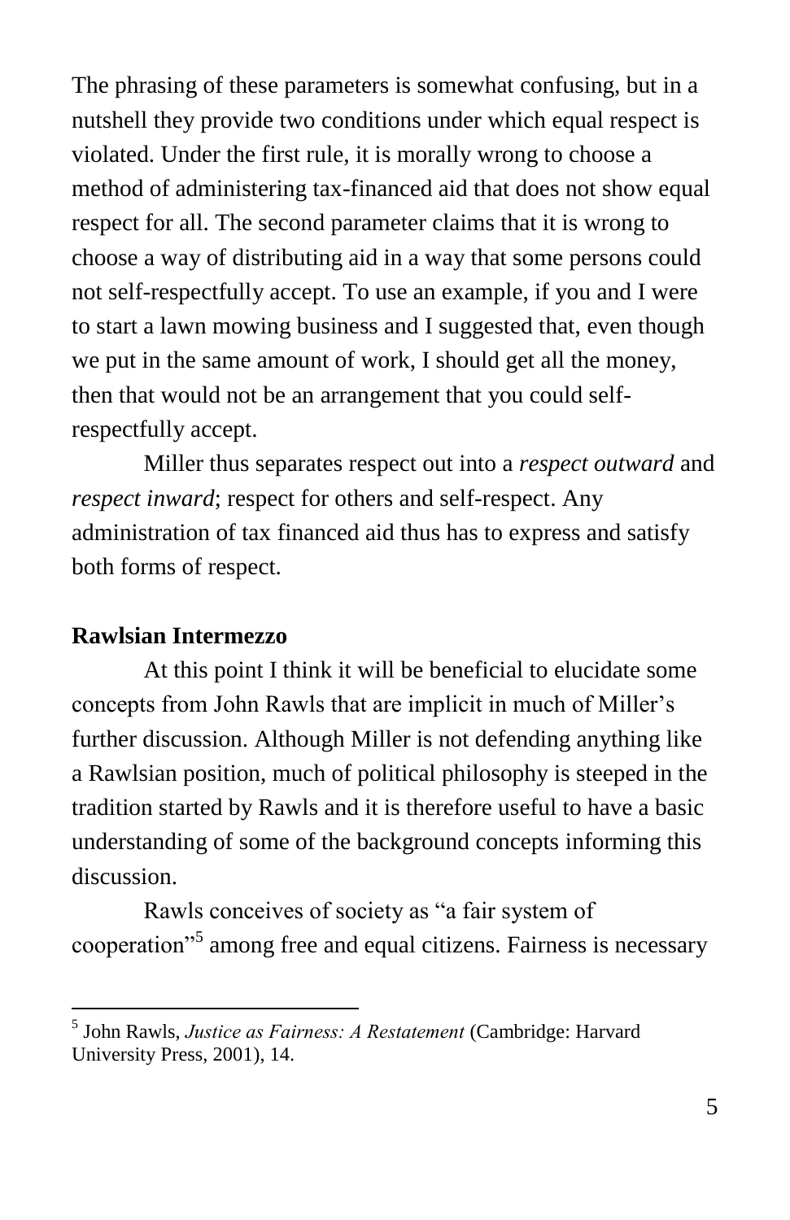The phrasing of these parameters is somewhat confusing, but in a nutshell they provide two conditions under which equal respect is violated. Under the first rule, it is morally wrong to choose a method of administering tax-financed aid that does not show equal respect for all. The second parameter claims that it is wrong to choose a way of distributing aid in a way that some persons could not self-respectfully accept. To use an example, if you and I were to start a lawn mowing business and I suggested that, even though we put in the same amount of work, I should get all the money, then that would not be an arrangement that you could self-respectfully accept.

Miller thus separates respect out into a *respect outward* and *respect inward*; respect for others and self-respect. Any administration of tax financed aid thus has to express and satisfy both forms of respect.

**Rawlsian Intermezzo**

At this point I think it will be beneficial to elucidate some concepts from John Rawls that are implicit in much of Miller's further discussion. Although Miller is not defending anything like a Rawlsian position, much of political philosophy is steeped in the tradition started by Rawls and it is therefore useful to have a basic understanding of some of the background concepts informing this discussion.

Rawls conceives of society as "a fair system of cooperation"[5] among free and equal citizens. Fairness is necessary

[5] John Rawls, *Justice as Fairness: A Restatement* (Cambridge: Harvard University Press, 2001), 14.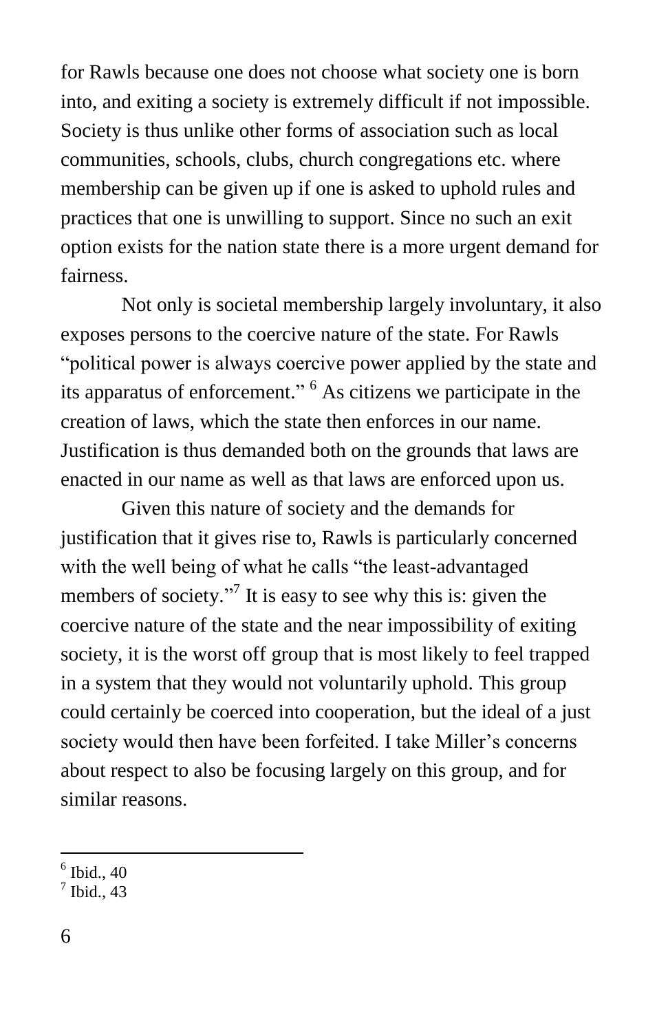for Rawls because one does not choose what society one is born into, and exiting a society is extremely difficult if not impossible. Society is thus unlike other forms of association such as local communities, schools, clubs, church congregations etc. where membership can be given up if one is asked to uphold rules and practices that one is unwilling to support. Since no such an exit option exists for the nation state there is a more urgent demand for fairness.

Not only is societal membership largely involuntary, it also exposes persons to the coercive nature of the state. For Rawls "political power is always coercive power applied by the state and its apparatus of enforcement." [6] As citizens we participate in the creation of laws, which the state then enforces in our name. Justification is thus demanded both on the grounds that laws are enacted in our name as well as that laws are enforced upon us.

Given this nature of society and the demands for justification that it gives rise to, Rawls is particularly concerned with the well being of what he calls "the least-advantaged members of society."[7] It is easy to see why this is: given the coercive nature of the state and the near impossibility of exiting society, it is the worst off group that is most likely to feel trapped in a system that they would not voluntarily uphold. This group could certainly be coerced into cooperation, but the ideal of a just society would then have been forfeited. I take Miller's concerns about respect to also be focusing largely on this group, and for similar reasons.

---

[6] Ibid., 40

[7] Ibid., 43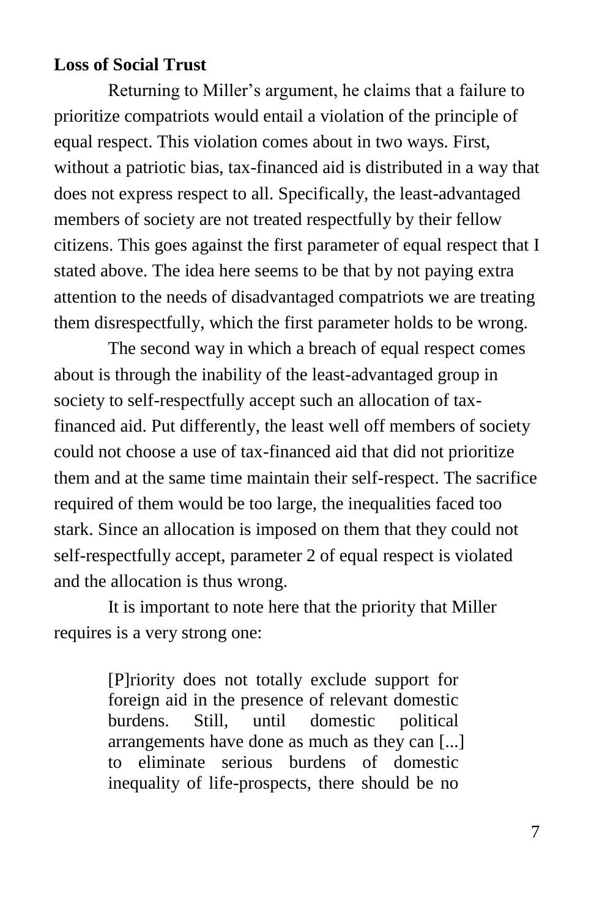**Loss of Social Trust**

Returning to Miller's argument, he claims that a failure to prioritize compatriots would entail a violation of the principle of equal respect. This violation comes about in two ways. First, without a patriotic bias, tax-financed aid is distributed in a way that does not express respect to all. Specifically, the least-advantaged members of society are not treated respectfully by their fellow citizens. This goes against the first parameter of equal respect that I stated above. The idea here seems to be that by not paying extra attention to the needs of disadvantaged compatriots we are treating them disrespectfully, which the first parameter holds to be wrong.

The second way in which a breach of equal respect comes about is through the inability of the least-advantaged group in society to self-respectfully accept such an allocation of tax-financed aid. Put differently, the least well off members of society could not choose a use of tax-financed aid that did not prioritize them and at the same time maintain their self-respect. The sacrifice required of them would be too large, the inequalities faced too stark. Since an allocation is imposed on them that they could not self-respectfully accept, parameter 2 of equal respect is violated and the allocation is thus wrong.

It is important to note here that the priority that Miller requires is a very strong one:

> [P]riority does not totally exclude support for foreign aid in the presence of relevant domestic burdens. Still, until domestic political arrangements have done as much as they can [...] to eliminate serious burdens of domestic inequality of life-prospects, there should be no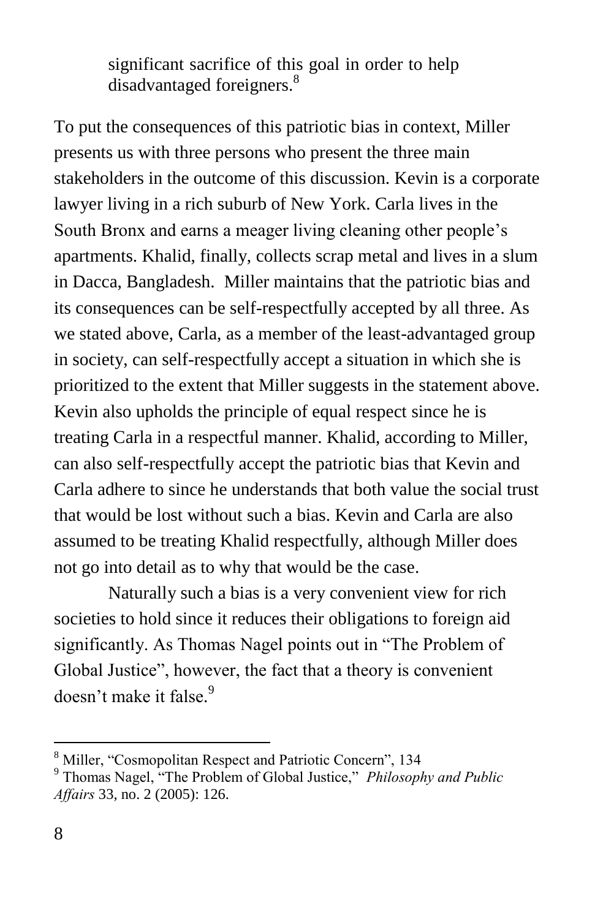> significant sacrifice of this goal in order to help disadvantaged foreigners.[8]

To put the consequences of this patriotic bias in context, Miller presents us with three persons who present the three main stakeholders in the outcome of this discussion. Kevin is a corporate lawyer living in a rich suburb of New York. Carla lives in the South Bronx and earns a meager living cleaning other people's apartments. Khalid, finally, collects scrap metal and lives in a slum in Dacca, Bangladesh. Miller maintains that the patriotic bias and its consequences can be self-respectfully accepted by all three. As we stated above, Carla, as a member of the least-advantaged group in society, can self-respectfully accept a situation in which she is prioritized to the extent that Miller suggests in the statement above. Kevin also upholds the principle of equal respect since he is treating Carla in a respectful manner. Khalid, according to Miller, can also self-respectfully accept the patriotic bias that Kevin and Carla adhere to since he understands that both value the social trust that would be lost without such a bias. Kevin and Carla are also assumed to be treating Khalid respectfully, although Miller does not go into detail as to why that would be the case.

Naturally such a bias is a very convenient view for rich societies to hold since it reduces their obligations to foreign aid significantly. As Thomas Nagel points out in "The Problem of Global Justice", however, the fact that a theory is convenient doesn't make it false.[9]

---

[8] Miller, "Cosmopolitan Respect and Patriotic Concern", 134

[9] Thomas Nagel, "The Problem of Global Justice," *Philosophy and Public Affairs* 33, no. 2 (2005): 126.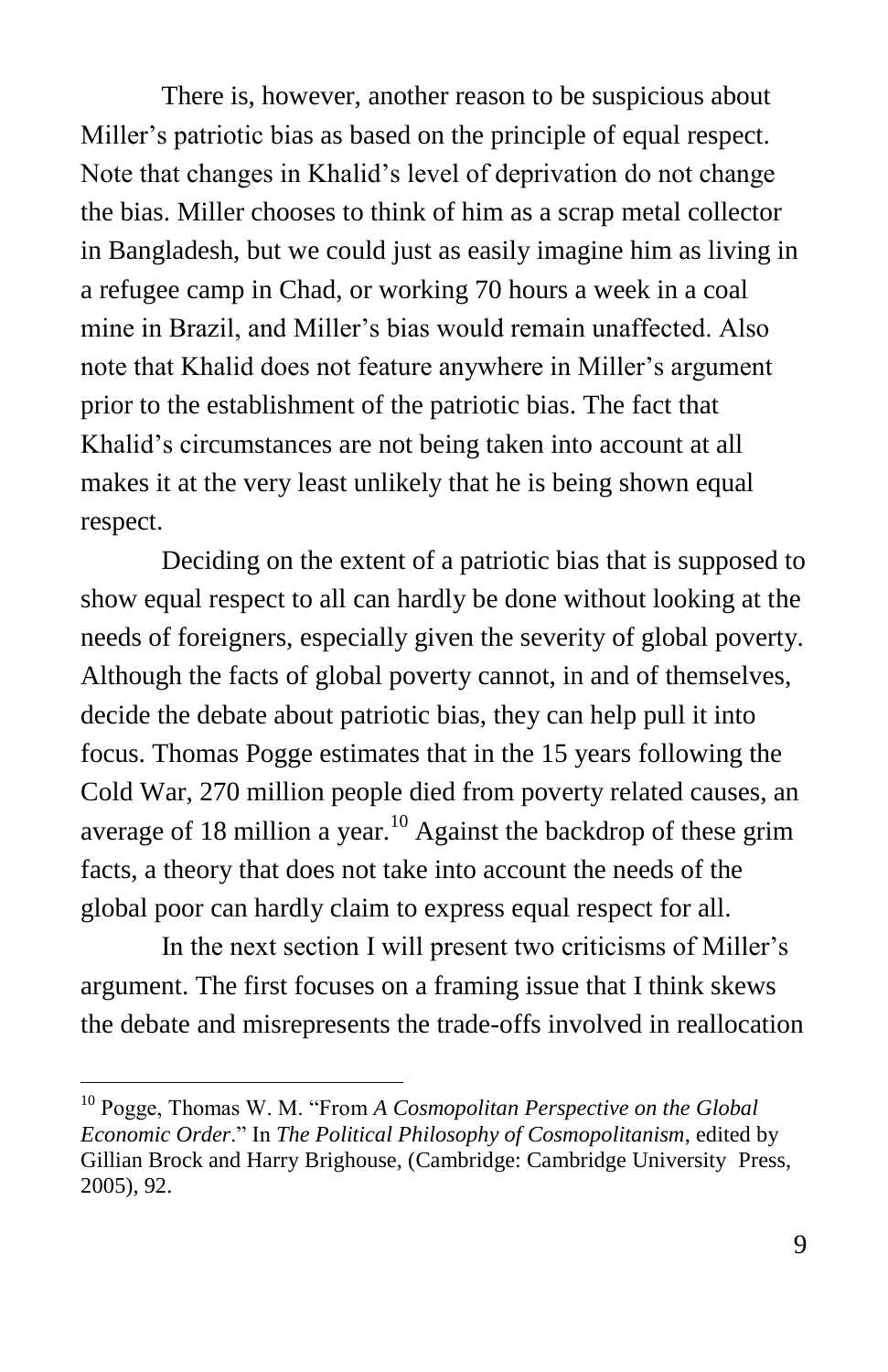There is, however, another reason to be suspicious about Miller's patriotic bias as based on the principle of equal respect. Note that changes in Khalid's level of deprivation do not change the bias. Miller chooses to think of him as a scrap metal collector in Bangladesh, but we could just as easily imagine him as living in a refugee camp in Chad, or working 70 hours a week in a coal mine in Brazil, and Miller's bias would remain unaffected. Also note that Khalid does not feature anywhere in Miller's argument prior to the establishment of the patriotic bias. The fact that Khalid's circumstances are not being taken into account at all makes it at the very least unlikely that he is being shown equal respect.

Deciding on the extent of a patriotic bias that is supposed to show equal respect to all can hardly be done without looking at the needs of foreigners, especially given the severity of global poverty. Although the facts of global poverty cannot, in and of themselves, decide the debate about patriotic bias, they can help pull it into focus. Thomas Pogge estimates that in the 15 years following the Cold War, 270 million people died from poverty related causes, an average of 18 million a year.[10] Against the backdrop of these grim facts, a theory that does not take into account the needs of the global poor can hardly claim to express equal respect for all.

In the next section I will present two criticisms of Miller's argument. The first focuses on a framing issue that I think skews the debate and misrepresents the trade-offs involved in reallocation

---

[10] Pogge, Thomas W. M. "From *A Cosmopolitan Perspective on the Global Economic Order*." In *The Political Philosophy of Cosmopolitanism*, edited by Gillian Brock and Harry Brighouse, (Cambridge: Cambridge University Press, 2005), 92.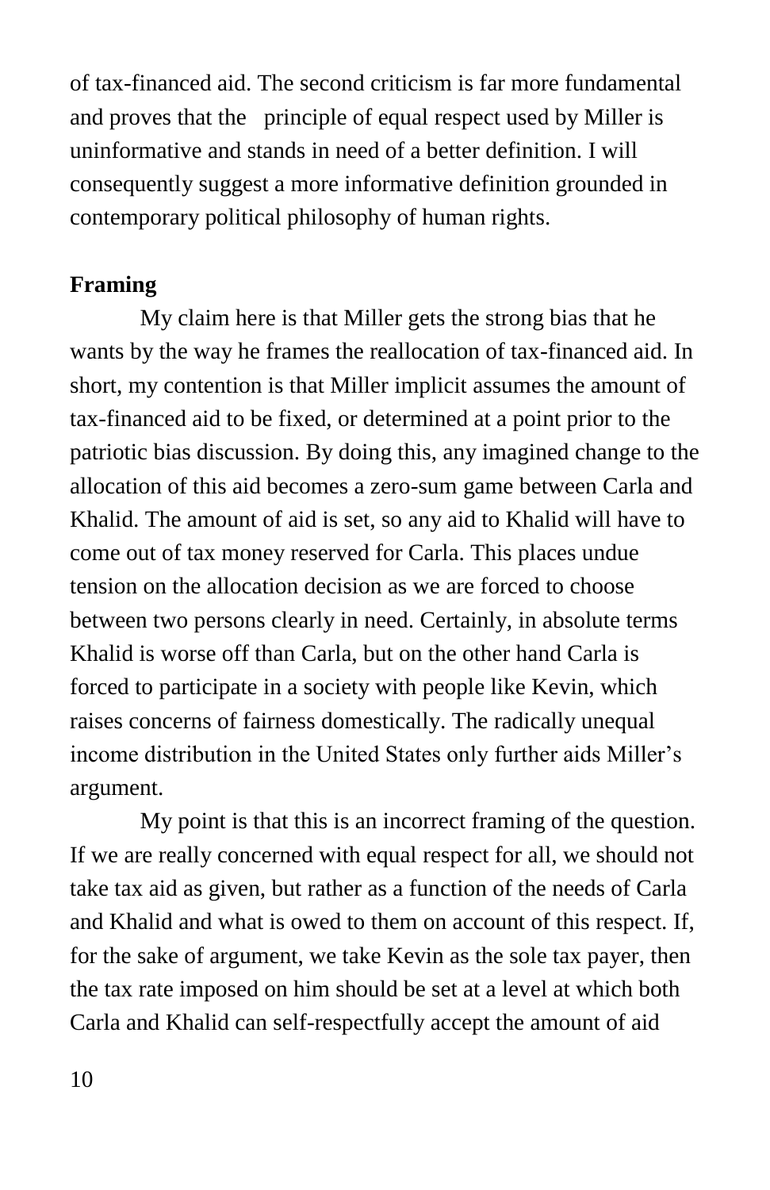of tax-financed aid. The second criticism is far more fundamental and proves that the principle of equal respect used by Miller is uninformative and stands in need of a better definition. I will consequently suggest a more informative definition grounded in contemporary political philosophy of human rights.

**Framing**

My claim here is that Miller gets the strong bias that he wants by the way he frames the reallocation of tax-financed aid. In short, my contention is that Miller implicit assumes the amount of tax-financed aid to be fixed, or determined at a point prior to the patriotic bias discussion. By doing this, any imagined change to the allocation of this aid becomes a zero-sum game between Carla and Khalid. The amount of aid is set, so any aid to Khalid will have to come out of tax money reserved for Carla. This places undue tension on the allocation decision as we are forced to choose between two persons clearly in need. Certainly, in absolute terms Khalid is worse off than Carla, but on the other hand Carla is forced to participate in a society with people like Kevin, which raises concerns of fairness domestically. The radically unequal income distribution in the United States only further aids Miller's argument.

My point is that this is an incorrect framing of the question. If we are really concerned with equal respect for all, we should not take tax aid as given, but rather as a function of the needs of Carla and Khalid and what is owed to them on account of this respect. If, for the sake of argument, we take Kevin as the sole tax payer, then the tax rate imposed on him should be set at a level at which both Carla and Khalid can self-respectfully accept the amount of aid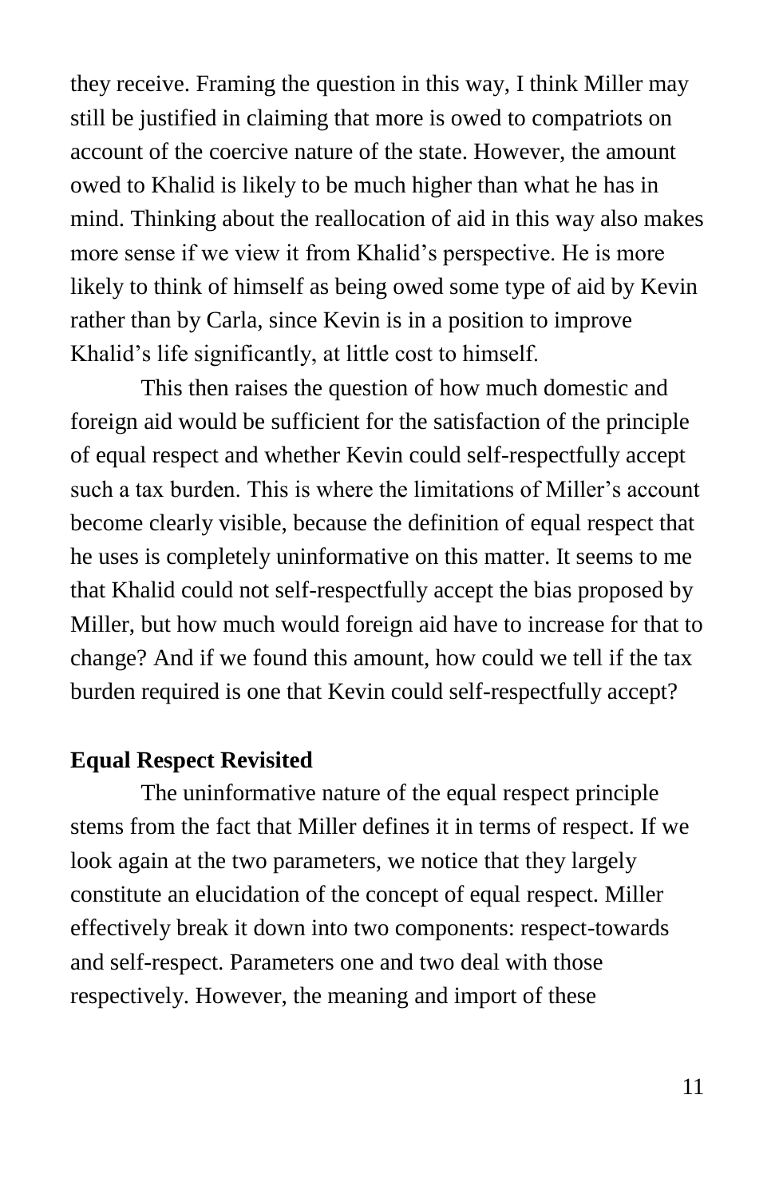they receive. Framing the question in this way, I think Miller may still be justified in claiming that more is owed to compatriots on account of the coercive nature of the state. However, the amount owed to Khalid is likely to be much higher than what he has in mind. Thinking about the reallocation of aid in this way also makes more sense if we view it from Khalid's perspective. He is more likely to think of himself as being owed some type of aid by Kevin rather than by Carla, since Kevin is in a position to improve Khalid's life significantly, at little cost to himself.

This then raises the question of how much domestic and foreign aid would be sufficient for the satisfaction of the principle of equal respect and whether Kevin could self-respectfully accept such a tax burden. This is where the limitations of Miller's account become clearly visible, because the definition of equal respect that he uses is completely uninformative on this matter. It seems to me that Khalid could not self-respectfully accept the bias proposed by Miller, but how much would foreign aid have to increase for that to change? And if we found this amount, how could we tell if the tax burden required is one that Kevin could self-respectfully accept?

## Equal Respect Revisited

The uninformative nature of the equal respect principle stems from the fact that Miller defines it in terms of respect. If we look again at the two parameters, we notice that they largely constitute an elucidation of the concept of equal respect. Miller effectively break it down into two components: respect-towards and self-respect. Parameters one and two deal with those respectively. However, the meaning and import of these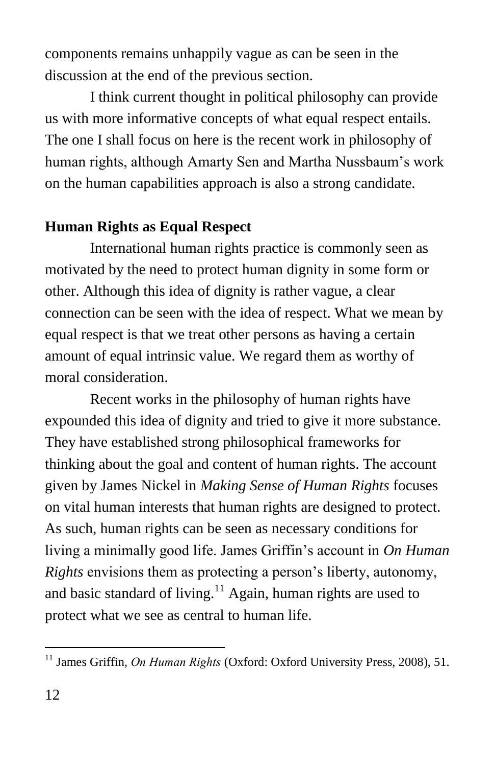components remains unhappily vague as can be seen in the discussion at the end of the previous section.

I think current thought in political philosophy can provide us with more informative concepts of what equal respect entails. The one I shall focus on here is the recent work in philosophy of human rights, although Amarty Sen and Martha Nussbaum's work on the human capabilities approach is also a strong candidate.

**Human Rights as Equal Respect**

International human rights practice is commonly seen as motivated by the need to protect human dignity in some form or other. Although this idea of dignity is rather vague, a clear connection can be seen with the idea of respect. What we mean by equal respect is that we treat other persons as having a certain amount of equal intrinsic value. We regard them as worthy of moral consideration.

Recent works in the philosophy of human rights have expounded this idea of dignity and tried to give it more substance. They have established strong philosophical frameworks for thinking about the goal and content of human rights. The account given by James Nickel in *Making Sense of Human Rights* focuses on vital human interests that human rights are designed to protect. As such, human rights can be seen as necessary conditions for living a minimally good life. James Griffin's account in *On Human Rights* envisions them as protecting a person's liberty, autonomy, and basic standard of living.[11] Again, human rights are used to protect what we see as central to human life.

[11] James Griffin, *On Human Rights* (Oxford: Oxford University Press, 2008), 51.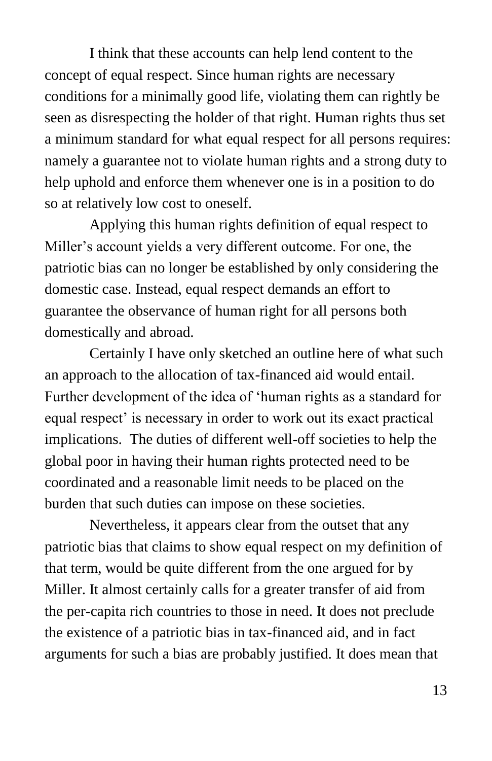I think that these accounts can help lend content to the concept of equal respect. Since human rights are necessary conditions for a minimally good life, violating them can rightly be seen as disrespecting the holder of that right. Human rights thus set a minimum standard for what equal respect for all persons requires: namely a guarantee not to violate human rights and a strong duty to help uphold and enforce them whenever one is in a position to do so at relatively low cost to oneself.

Applying this human rights definition of equal respect to Miller's account yields a very different outcome. For one, the patriotic bias can no longer be established by only considering the domestic case. Instead, equal respect demands an effort to guarantee the observance of human right for all persons both domestically and abroad.

Certainly I have only sketched an outline here of what such an approach to the allocation of tax-financed aid would entail. Further development of the idea of 'human rights as a standard for equal respect' is necessary in order to work out its exact practical implications. The duties of different well-off societies to help the global poor in having their human rights protected need to be coordinated and a reasonable limit needs to be placed on the burden that such duties can impose on these societies.

Nevertheless, it appears clear from the outset that any patriotic bias that claims to show equal respect on my definition of that term, would be quite different from the one argued for by Miller. It almost certainly calls for a greater transfer of aid from the per-capita rich countries to those in need. It does not preclude the existence of a patriotic bias in tax-financed aid, and in fact arguments for such a bias are probably justified. It does mean that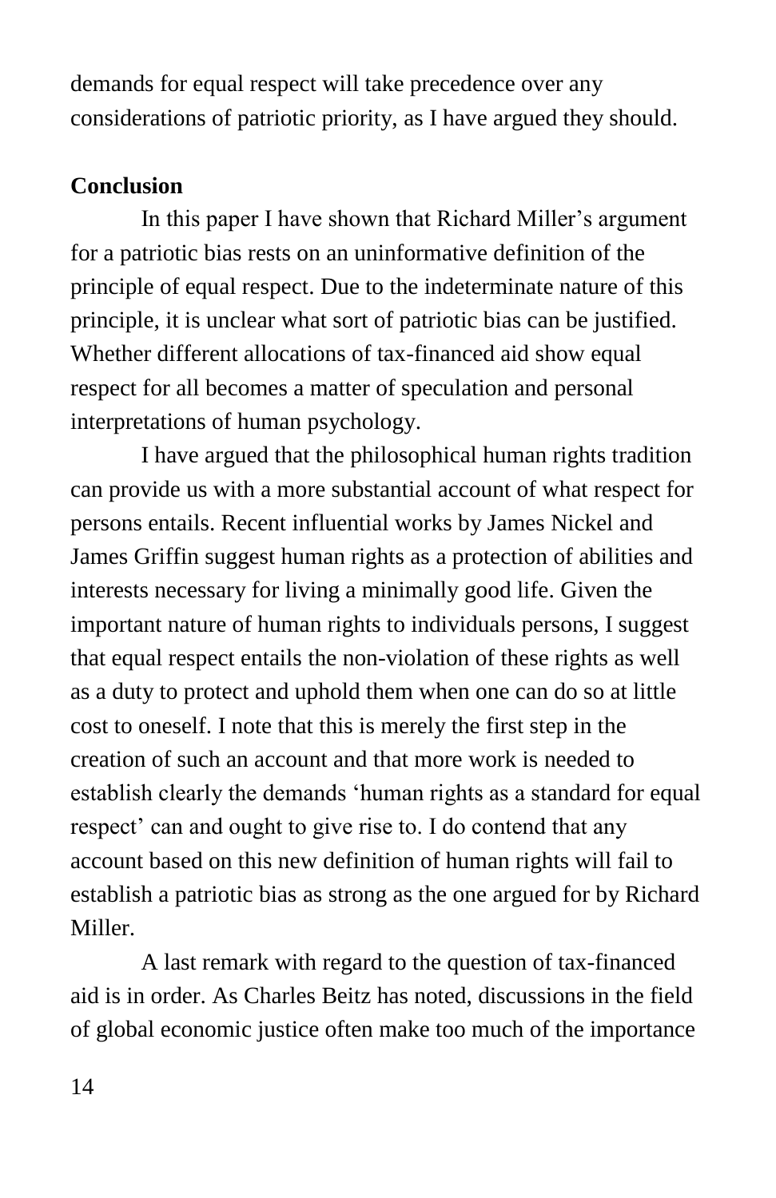demands for equal respect will take precedence over any considerations of patriotic priority, as I have argued they should.

**Conclusion**

In this paper I have shown that Richard Miller's argument for a patriotic bias rests on an uninformative definition of the principle of equal respect. Due to the indeterminate nature of this principle, it is unclear what sort of patriotic bias can be justified. Whether different allocations of tax-financed aid show equal respect for all becomes a matter of speculation and personal interpretations of human psychology.

I have argued that the philosophical human rights tradition can provide us with a more substantial account of what respect for persons entails. Recent influential works by James Nickel and James Griffin suggest human rights as a protection of abilities and interests necessary for living a minimally good life. Given the important nature of human rights to individuals persons, I suggest that equal respect entails the non-violation of these rights as well as a duty to protect and uphold them when one can do so at little cost to oneself. I note that this is merely the first step in the creation of such an account and that more work is needed to establish clearly the demands 'human rights as a standard for equal respect' can and ought to give rise to. I do contend that any account based on this new definition of human rights will fail to establish a patriotic bias as strong as the one argued for by Richard Miller.

A last remark with regard to the question of tax-financed aid is in order. As Charles Beitz has noted, discussions in the field of global economic justice often make too much of the importance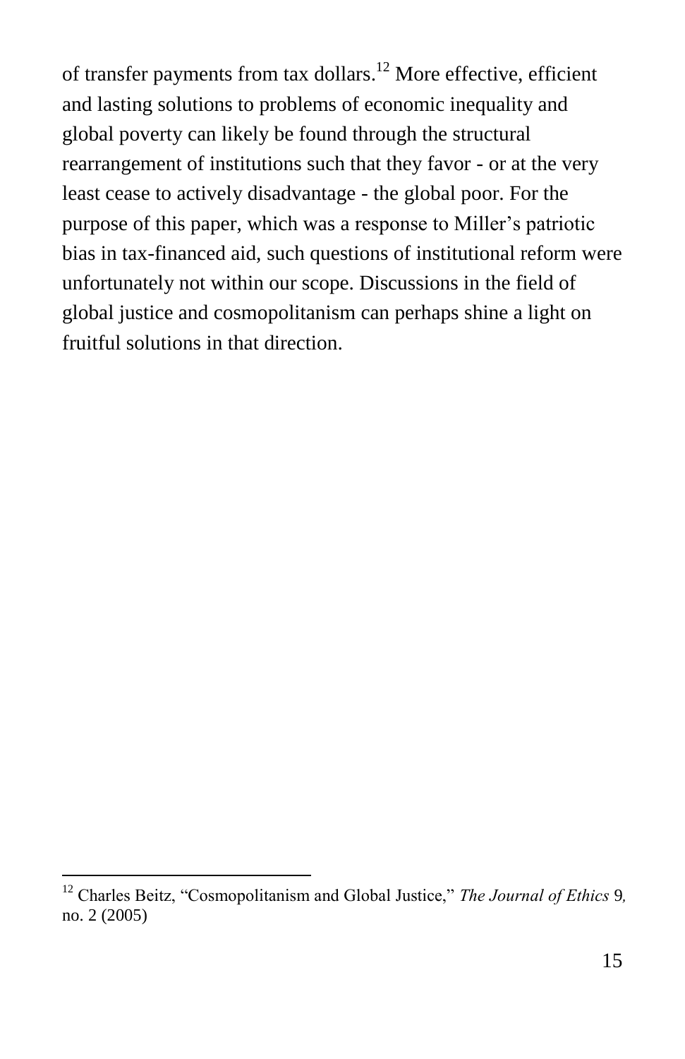of transfer payments from tax dollars.[12] More effective, efficient and lasting solutions to problems of economic inequality and global poverty can likely be found through the structural rearrangement of institutions such that they favor - or at the very least cease to actively disadvantage - the global poor. For the purpose of this paper, which was a response to Miller's patriotic bias in tax-financed aid, such questions of institutional reform were unfortunately not within our scope. Discussions in the field of global justice and cosmopolitanism can perhaps shine a light on fruitful solutions in that direction.

---

[12] Charles Beitz, "Cosmopolitanism and Global Justice," *The Journal of Ethics* 9, no. 2 (2005)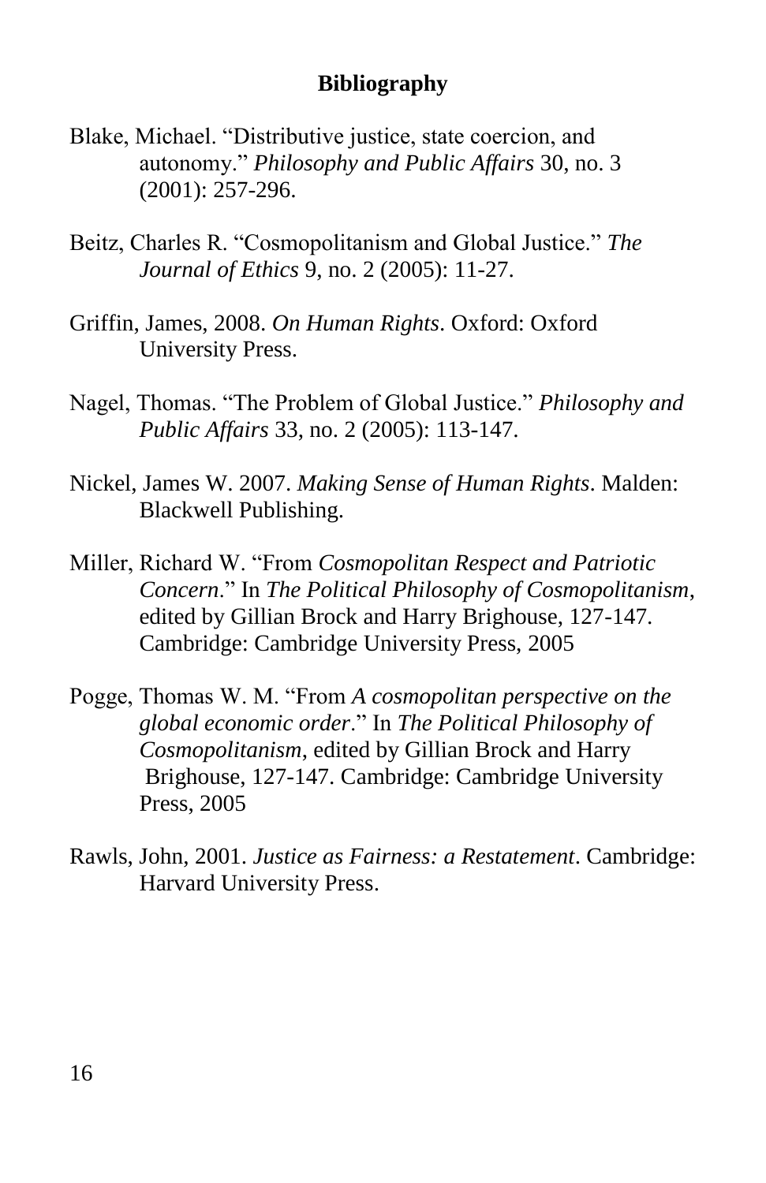## Bibliography

Blake, Michael. “Distributive justice, state coercion, and autonomy.” *Philosophy and Public Affairs* 30, no. 3 (2001): 257-296.

Beitz, Charles R. “Cosmopolitanism and Global Justice.” *The Journal of Ethics* 9, no. 2 (2005): 11-27.

Griffin, James, 2008. *On Human Rights*. Oxford: Oxford University Press.

Nagel, Thomas. “The Problem of Global Justice.” *Philosophy and Public Affairs* 33, no. 2 (2005): 113-147.

Nickel, James W. 2007. *Making Sense of Human Rights*. Malden: Blackwell Publishing.

Miller, Richard W. “From *Cosmopolitan Respect and Patriotic Concern*.” In *The Political Philosophy of Cosmopolitanism*, edited by Gillian Brock and Harry Brighouse, 127-147. Cambridge: Cambridge University Press, 2005

Pogge, Thomas W. M. “From *A cosmopolitan perspective on the global economic order*.” In *The Political Philosophy of Cosmopolitanism*, edited by Gillian Brock and Harry Brighouse, 127-147. Cambridge: Cambridge University Press, 2005

Rawls, John, 2001. *Justice as Fairness: a Restatement*. Cambridge: Harvard University Press.